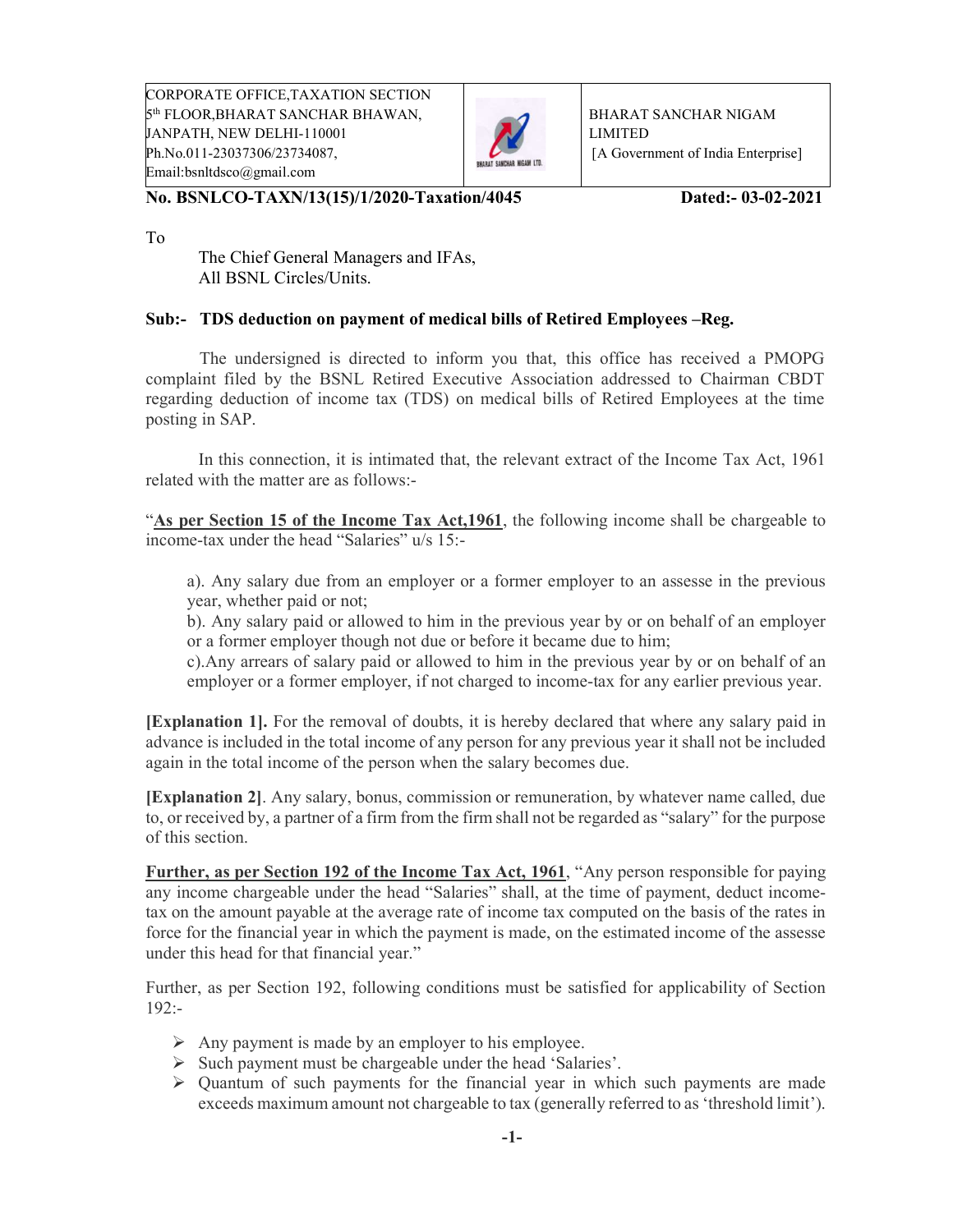| CORPORATE OFFICE,TAXATION SECTION<br>5th FLOOR,BHARAT SANCHAR BHAWAN,<br>JANPATH, NEW DELHI-110001<br>Ph.No.011-23037306/23734087,<br>Email:bsnltdsco@gmail.com | | BHARAT SANCHAR NIGAM LIMITED<br>[A Government of India Enterprise] |
|---|---|---|

**No. BSNLCO-TAXN/13(15)/1/2020-Taxation/4045** **Dated:- 03-02-2021**

To

The Chief General Managers and IFAs,
All BSNL Circles/Units.

**Sub:- TDS deduction on payment of medical bills of Retired Employees –Reg.**

The undersigned is directed to inform you that, this office has received a PMOPG complaint filed by the BSNL Retired Executive Association addressed to Chairman CBDT regarding deduction of income tax (TDS) on medical bills of Retired Employees at the time posting in SAP.

In this connection, it is intimated that, the relevant extract of the Income Tax Act, 1961 related with the matter are as follows:-

"**As per Section 15 of the Income Tax Act,1961**, the following income shall be chargeable to income-tax under the head "Salaries" u/s 15:-

a). Any salary due from an employer or a former employer to an assesse in the previous year, whether paid or not;
b). Any salary paid or allowed to him in the previous year by or on behalf of an employer or a former employer though not due or before it became due to him;
c).Any arrears of salary paid or allowed to him in the previous year by or on behalf of an employer or a former employer, if not charged to income-tax for any earlier previous year.

**[Explanation 1].** For the removal of doubts, it is hereby declared that where any salary paid in advance is included in the total income of any person for any previous year it shall not be included again in the total income of the person when the salary becomes due.

**[Explanation 2]**. Any salary, bonus, commission or remuneration, by whatever name called, due to, or received by, a partner of a firm from the firm shall not be regarded as "salary" for the purpose of this section.

**Further, as per Section 192 of the Income Tax Act, 1961**, "Any person responsible for paying any income chargeable under the head "Salaries" shall, at the time of payment, deduct income-tax on the amount payable at the average rate of income tax computed on the basis of the rates in force for the financial year in which the payment is made, on the estimated income of the assesse under this head for that financial year."

Further, as per Section 192, following conditions must be satisfied for applicability of Section 192:-

- Any payment is made by an employer to his employee.
- Such payment must be chargeable under the head 'Salaries'.
- Quantum of such payments for the financial year in which such payments are made exceeds maximum amount not chargeable to tax (generally referred to as 'threshold limit').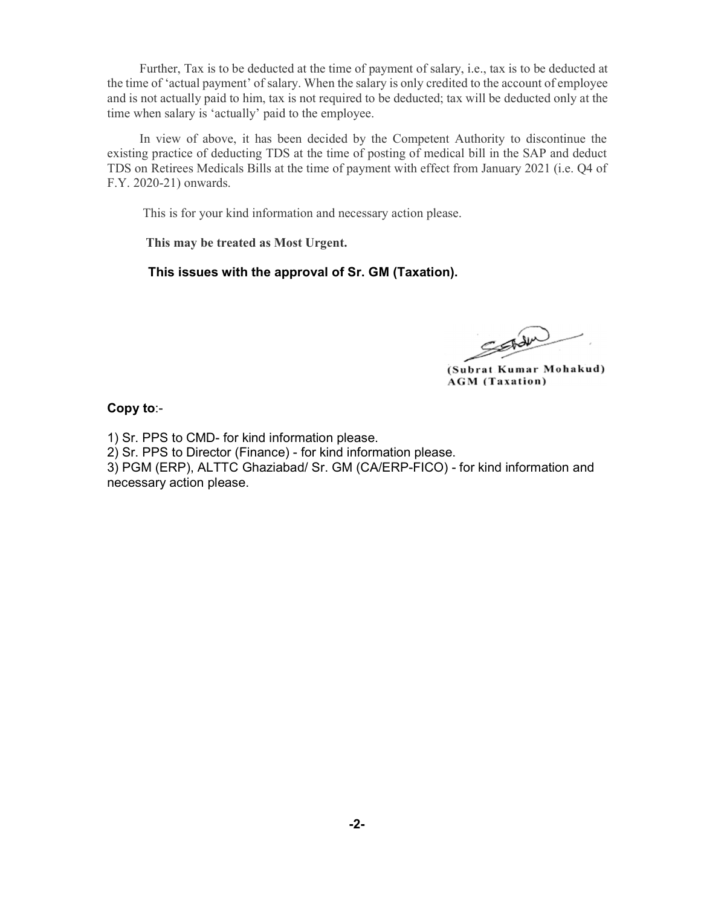Further, Tax is to be deducted at the time of payment of salary, i.e., tax is to be deducted at the time of 'actual payment' of salary. When the salary is only credited to the account of employee and is not actually paid to him, tax is not required to be deducted; tax will be deducted only at the time when salary is 'actually' paid to the employee.

In view of above, it has been decided by the Competent Authority to discontinue the existing practice of deducting TDS at the time of posting of medical bill in the SAP and deduct TDS on Retirees Medicals Bills at the time of payment with effect from January 2021 (i.e. Q4 of F.Y. 2020-21) onwards.

This is for your kind information and necessary action please.

**This may be treated as Most Urgent.**

**This issues with the approval of Sr. GM (Taxation).**

**(Subrat Kumar Mohakud)**
**AGM (Taxation)**

**Copy to**:-

1) Sr. PPS to CMD- for kind information please.
2) Sr. PPS to Director (Finance) - for kind information please.
3) PGM (ERP), ALTTC Ghaziabad/ Sr. GM (CA/ERP-FICO) - for kind information and necessary action please.